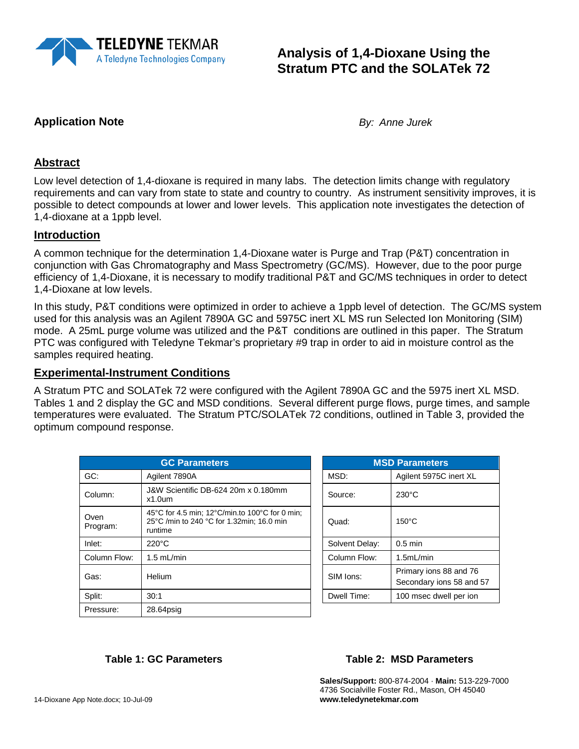# Analysis of 1,4-Dioxane Using the Stratum PTC and the SOLATek 72

**Application Note**

*By: Anne Jurek*

## Abstract

Low level detection of 1,4-dioxane is required in many labs. The detection limits change with regulatory requirements and can vary from state to state and country to country. As instrument sensitivity improves, it is possible to detect compounds at lower and lower levels. This application note investigates the detection of 1,4-dioxane at a 1ppb level.

## Introduction

A common technique for the determination 1,4-Dioxane water is Purge and Trap (P&T) concentration in conjunction with Gas Chromatography and Mass Spectrometry (GC/MS). However, due to the poor purge efficiency of 1,4-Dioxane, it is necessary to modify traditional P&T and GC/MS techniques in order to detect 1,4-Dioxane at low levels.

In this study, P&T conditions were optimized in order to achieve a 1ppb level of detection. The GC/MS system used for this analysis was an Agilent 7890A GC and 5975C inert XL MS run Selected Ion Monitoring (SIM) mode. A 25mL purge volume was utilized and the P&T conditions are outlined in this paper. The Stratum PTC was configured with Teledyne Tekmar's proprietary #9 trap in order to aid in moisture control as the samples required heating.

## Experimental-Instrument Conditions

A Stratum PTC and SOLATek 72 were configured with the Agilent 7890A GC and the 5975 inert XL MSD. Tables 1 and 2 display the GC and MSD conditions. Several different purge flows, purge times, and sample temperatures were evaluated. The Stratum PTC/SOLATek 72 conditions, outlined in Table 3, provided the optimum compound response.

| GC Parameters | |
|---|---|
| GC: | Agilent 7890A |
| Column: | J&W Scientific DB-624 20m x 0.180mm x1.0um |
| Oven Program: | 45°C for 4.5 min; 12°C/min.to 100°C for 0 min; 25°C /min to 240 °C for 1.32min; 16.0 min runtime |
| Inlet: | 220°C |
| Column Flow: | 1.5 mL/min |
| Gas: | Helium |
| Split: | 30:1 |
| Pressure: | 28.64psig |

**Table 1: GC Parameters**

| MSD Parameters | |
|---|---|
| MSD: | Agilent 5975C inert XL |
| Source: | 230°C |
| Quad: | 150°C |
| Solvent Delay: | 0.5 min |
| Column Flow: | 1.5mL/min |
| SIM Ions: | Primary ions 88 and 76<br>Secondary ions 58 and 57 |
| Dwell Time: | 100 msec dwell per ion |

**Table 2: MSD Parameters**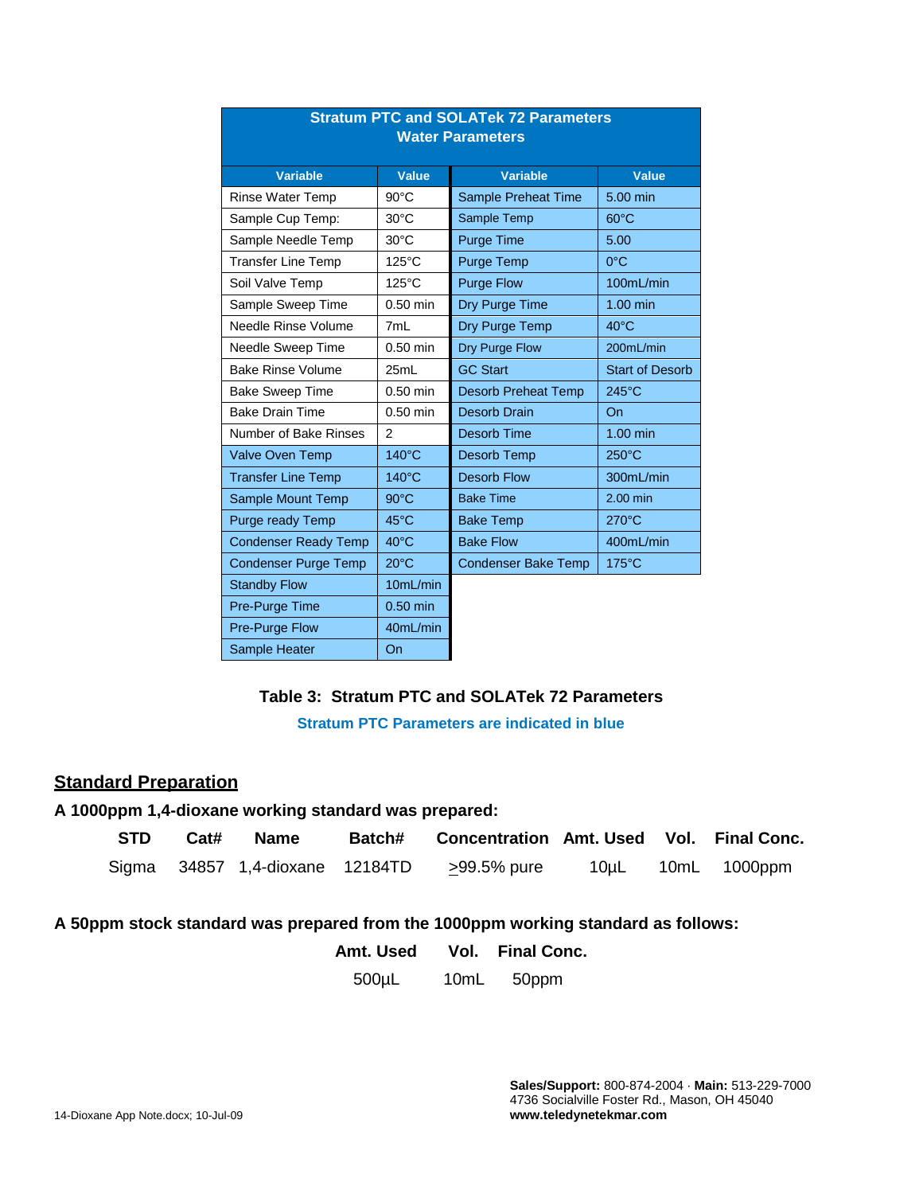| Stratum PTC and SOLATek 72 Parameters<br>Water Parameters | | | |
|---|---|---|---|
| **Variable** | **Value** | **Variable** | **Value** |
| Rinse Water Temp | 90°C | Sample Preheat Time | 5.00 min |
| Sample Cup Temp: | 30°C | Sample Temp | 60°C |
| Sample Needle Temp | 30°C | Purge Time | 5.00 |
| Transfer Line Temp | 125°C | Purge Temp | 0°C |
| Soil Valve Temp | 125°C | Purge Flow | 100mL/min |
| Sample Sweep Time | 0.50 min | Dry Purge Time | 1.00 min |
| Needle Rinse Volume | 7mL | Dry Purge Temp | 40°C |
| Needle Sweep Time | 0.50 min | Dry Purge Flow | 200mL/min |
| Bake Rinse Volume | 25mL | GC Start | Start of Desorb |
| Bake Sweep Time | 0.50 min | Desorb Preheat Temp | 245°C |
| Bake Drain Time | 0.50 min | Desorb Drain | On |
| Number of Bake Rinses | 2 | Desorb Time | 1.00 min |
| Valve Oven Temp | 140°C | Desorb Temp | 250°C |
| Transfer Line Temp | 140°C | Desorb Flow | 300mL/min |
| Sample Mount Temp | 90°C | Bake Time | 2.00 min |
| Purge ready Temp | 45°C | Bake Temp | 270°C |
| Condenser Ready Temp | 40°C | Bake Flow | 400mL/min |
| Condenser Purge Temp | 20°C | Condenser Bake Temp | 175°C |
| Standby Flow | 10mL/min | | |
| Pre-Purge Time | 0.50 min | | |
| Pre-Purge Flow | 40mL/min | | |
| Sample Heater | On | | |

**Table 3: Stratum PTC and SOLATek 72 Parameters**

**Stratum PTC Parameters are indicated in blue**

## Standard Preparation

**A 1000ppm 1,4-dioxane working standard was prepared:**

| STD | Cat# | Name | Batch# | Concentration | Amt. Used | Vol. | Final Conc. |
|---|---|---|---|---|---|---|---|
| Sigma | 34857 | 1,4-dioxane | 12184TD | $\geq$99.5% pure | 10µL | 10mL | 1000ppm |

**A 50ppm stock standard was prepared from the 1000ppm working standard as follows:**

| Amt. Used | Vol. | Final Conc. |
|---|---|---|
| 500µL | 10mL | 50ppm |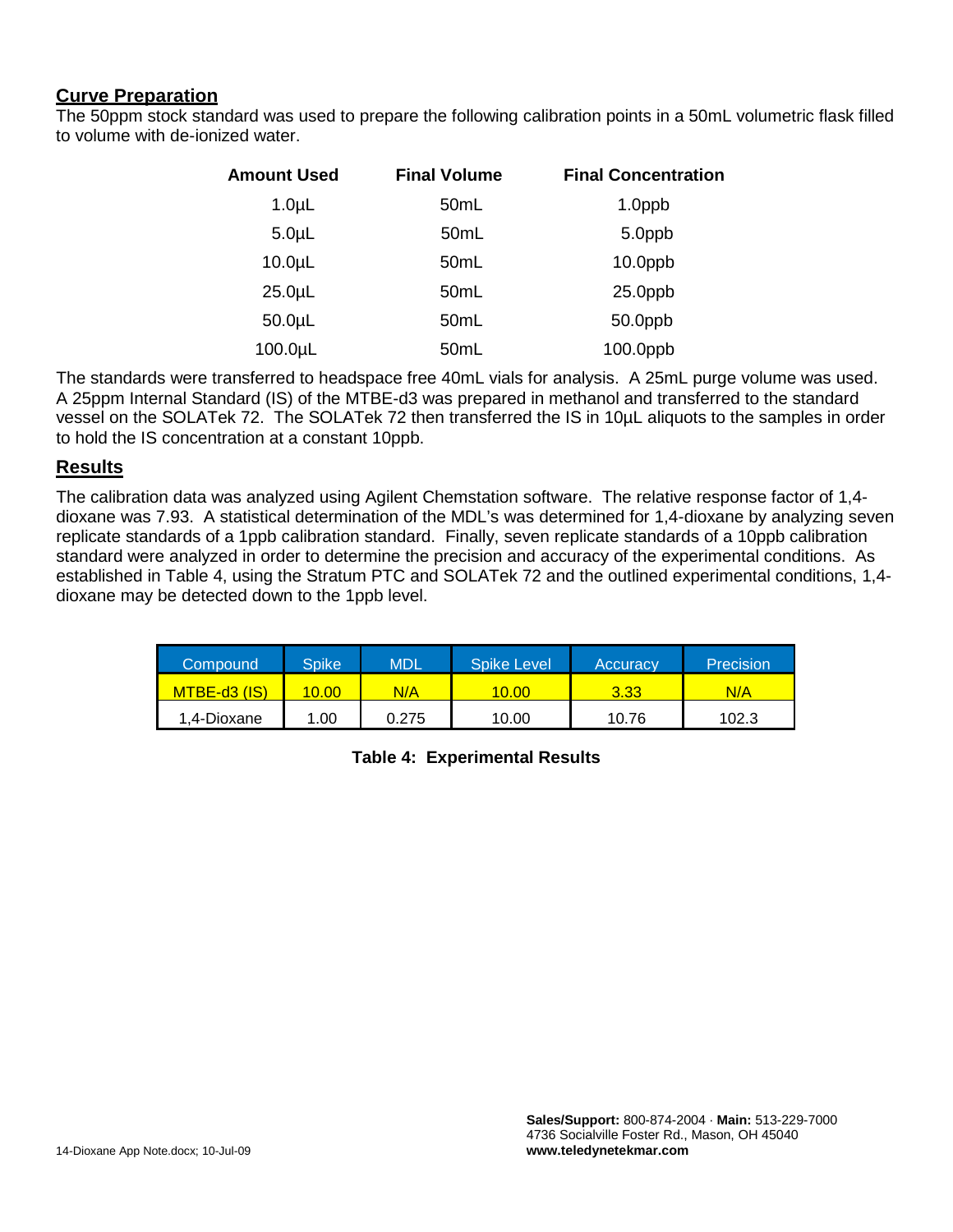## Curve Preparation

The 50ppm stock standard was used to prepare the following calibration points in a 50mL volumetric flask filled to volume with de-ionized water.

| Amount Used | Final Volume | Final Concentration |
|---|---|---|
| 1.0µL | 50mL | 1.0ppb |
| 5.0µL | 50mL | 5.0ppb |
| 10.0µL | 50mL | 10.0ppb |
| 25.0µL | 50mL | 25.0ppb |
| 50.0µL | 50mL | 50.0ppb |
| 100.0µL | 50mL | 100.0ppb |

The standards were transferred to headspace free 40mL vials for analysis. A 25mL purge volume was used. A 25ppm Internal Standard (IS) of the MTBE-d3 was prepared in methanol and transferred to the standard vessel on the SOLATek 72. The SOLATek 72 then transferred the IS in 10µL aliquots to the samples in order to hold the IS concentration at a constant 10ppb.

## Results

The calibration data was analyzed using Agilent Chemstation software. The relative response factor of 1,4-dioxane was 7.93. A statistical determination of the MDL's was determined for 1,4-dioxane by analyzing seven replicate standards of a 1ppb calibration standard. Finally, seven replicate standards of a 10ppb calibration standard were analyzed in order to determine the precision and accuracy of the experimental conditions. As established in Table 4, using the Stratum PTC and SOLATek 72 and the outlined experimental conditions, 1,4-dioxane may be detected down to the 1ppb level.

| Compound | Spike | MDL | Spike Level | Accuracy | Precision |
|---|---|---|---|---|---|
| MTBE-d3 (IS) | 10.00 | N/A | 10.00 | 3.33 | N/A |
| 1,4-Dioxane | 1.00 | 0.275 | 10.00 | 10.76 | 102.3 |

**Table 4: Experimental Results**

14-Dioxane App Note.docx; 10-Jul-09

**Sales/Support:** 800-874-2004 · **Main:** 513-229-7000
4736 Socialville Foster Rd., Mason, OH 45040
**www.teledynetekmar.com**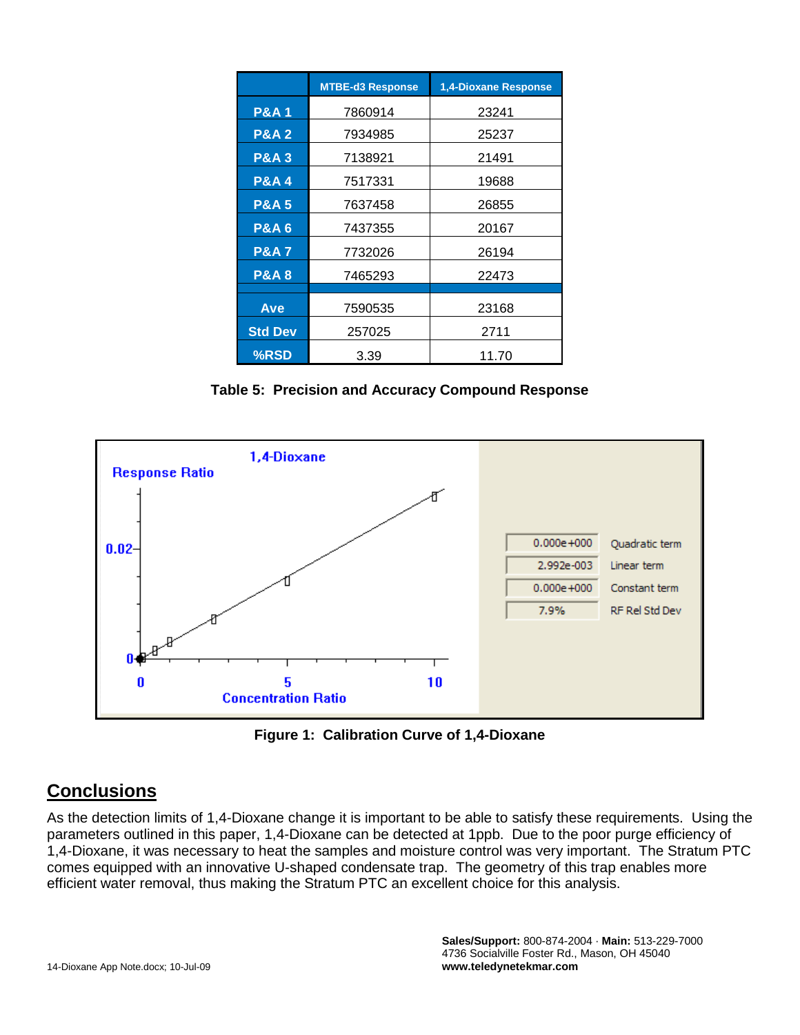| | MTBE-d3 Response | 1,4-Dioxane Response |
|---|---|---|
| **P&A 1** | 7860914 | 23241 |
| **P&A 2** | 7934985 | 25237 |
| **P&A 3** | 7138921 | 21491 |
| **P&A 4** | 7517331 | 19688 |
| **P&A 5** | 7637458 | 26855 |
| **P&A 6** | 7437355 | 20167 |
| **P&A 7** | 7732026 | 26194 |
| **P&A 8** | 7465293 | 22473 |
| | | |
| **Ave** | 7590535 | 23168 |
| **Std Dev** | 257025 | 2711 |
| **%RSD** | 3.39 | 11.70 |

**Table 5: Precision and Accuracy Compound Response**

1,4-Dioxane

Response Ratio

0.02

0

0

5

10

Concentration Ratio

0.000e+000 Quadratic term

2.992e-003 Linear term

0.000e+000 Constant term

7.9% RF Rel Std Dev

**Figure 1: Calibration Curve of 1,4-Dioxane**

## Conclusions

As the detection limits of 1,4-Dioxane change it is important to be able to satisfy these requirements. Using the parameters outlined in this paper, 1,4-Dioxane can be detected at 1ppb. Due to the poor purge efficiency of 1,4-Dioxane, it was necessary to heat the samples and moisture control was very important. The Stratum PTC comes equipped with an innovative U-shaped condensate trap. The geometry of this trap enables more efficient water removal, thus making the Stratum PTC an excellent choice for this analysis.

14-Dioxane App Note.docx; 10-Jul-09

**Sales/Support:** 800-874-2004 · **Main:** 513-229-7000
4736 Socialville Foster Rd., Mason, OH 45040
**www.teledynetekmar.com**